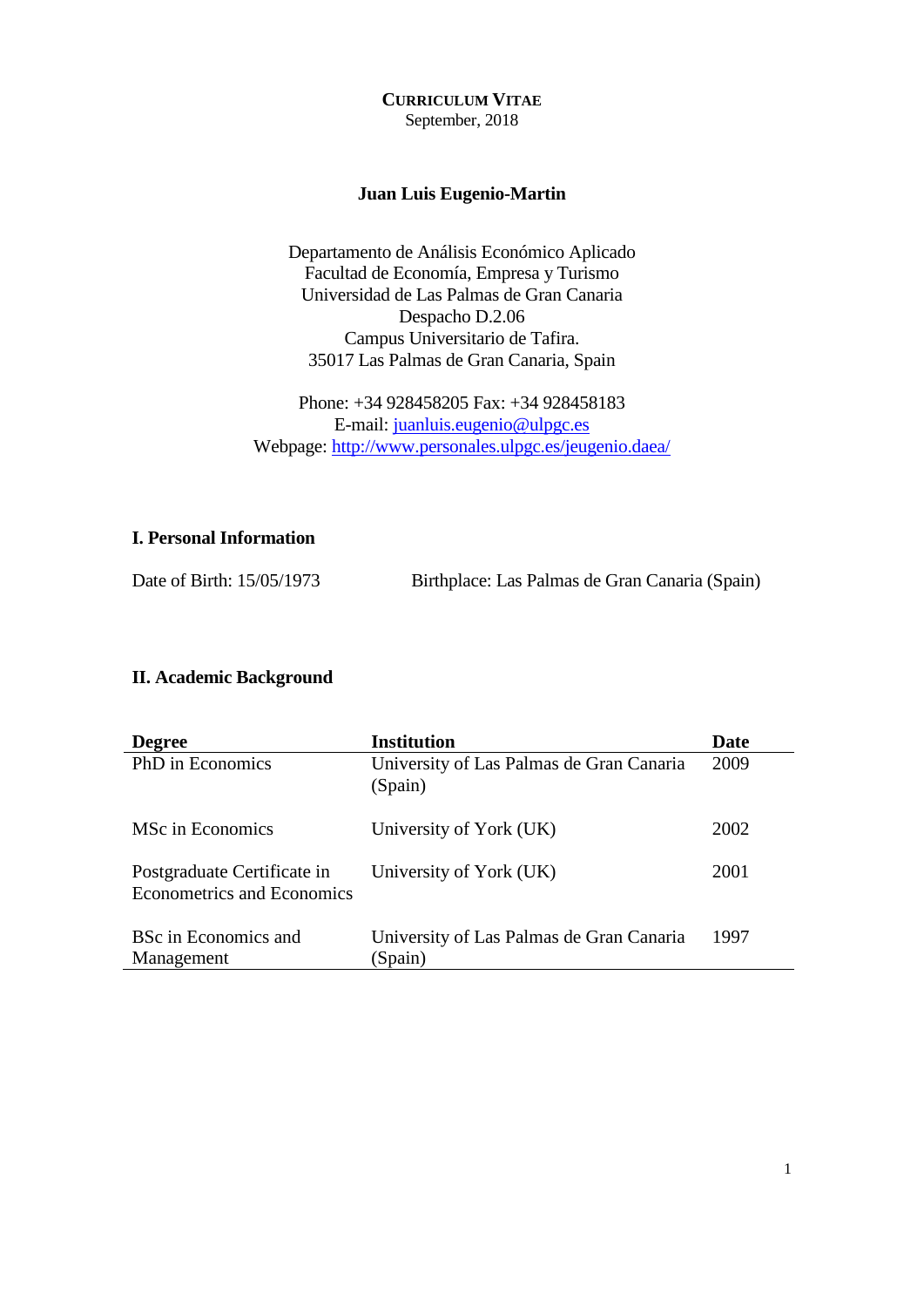**CURRICULUM VITAE**
September, 2018

**Juan Luis Eugenio-Martin**

Departamento de Análisis Económico Aplicado
Facultad de Economía, Empresa y Turismo
Universidad de Las Palmas de Gran Canaria
Despacho D.2.06
Campus Universitario de Tafira.
35017 Las Palmas de Gran Canaria, Spain

Phone: +34 928458205 Fax: +34 928458183
E-mail: juanluis.eugenio@ulpgc.es
Webpage: http://www.personales.ulpgc.es/jeugenio.daea/

## I. Personal Information

Date of Birth: 15/05/1973 Birthplace: Las Palmas de Gran Canaria (Spain)

## II. Academic Background

| Degree | Institution | Date |
|---|---|---|
| PhD in Economics | University of Las Palmas de Gran Canaria (Spain) | 2009 |
| MSc in Economics | University of York (UK) | 2002 |
| Postgraduate Certificate in Econometrics and Economics | University of York (UK) | 2001 |
| BSc in Economics and Management | University of Las Palmas de Gran Canaria (Spain) | 1997 |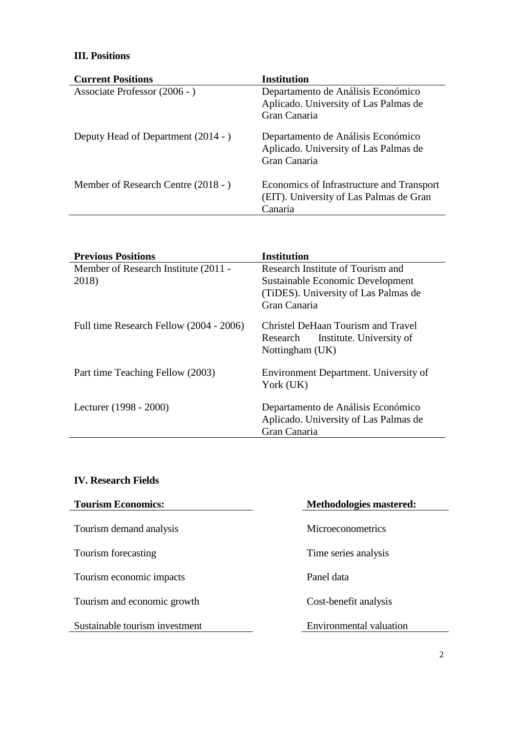### III. Positions

| Current Positions | Institution |
|---|---|
| Associate Professor (2006 - ) | Departamento de Análisis Económico Aplicado. University of Las Palmas de Gran Canaria |
| Deputy Head of Department (2014 - ) | Departamento de Análisis Económico Aplicado. University of Las Palmas de Gran Canaria |
| Member of Research Centre (2018 - ) | Economics of Infrastructure and Transport (EIT). University of Las Palmas de Gran Canaria |

| Previous Positions | Institution |
|---|---|
| Member of Research Institute (2011 - 2018) | Research Institute of Tourism and Sustainable Economic Development (TiDES). University of Las Palmas de Gran Canaria |
| Full time Research Fellow (2004 - 2006) | Christel DeHaan Tourism and Travel Research Institute. University of Nottingham (UK) |
| Part time Teaching Fellow (2003) | Environment Department. University of York (UK) |
| Lecturer (1998 - 2000) | Departamento de Análisis Económico Aplicado. University of Las Palmas de Gran Canaria |

### IV. Research Fields

| Tourism Economics: | Methodologies mastered: |
|---|---|
| Tourism demand analysis | Microeconometrics |
| Tourism forecasting | Time series analysis |
| Tourism economic impacts | Panel data |
| Tourism and economic growth | Cost-benefit analysis |
| Sustainable tourism investment | Environmental valuation |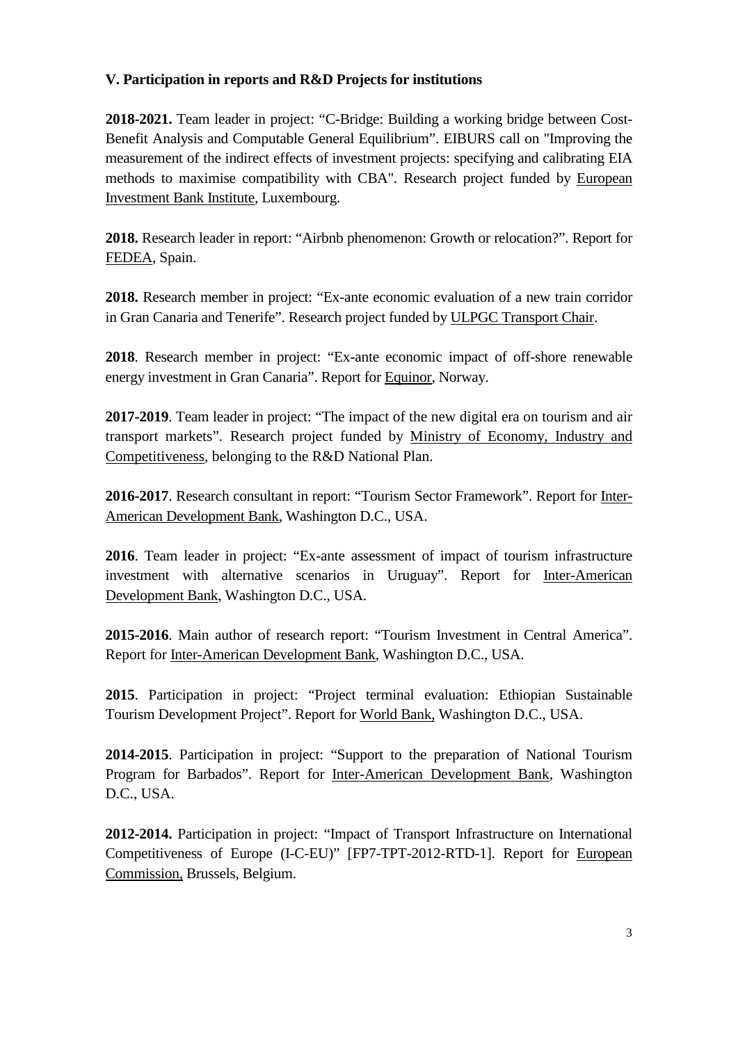### V. Participation in reports and R&D Projects for institutions

**2018-2021.** Team leader in project: "C-Bridge: Building a working bridge between Cost-Benefit Analysis and Computable General Equilibrium". EIBURS call on "Improving the measurement of the indirect effects of investment projects: specifying and calibrating EIA methods to maximise compatibility with CBA". Research project funded by European Investment Bank Institute, Luxembourg.

**2018.** Research leader in report: "Airbnb phenomenon: Growth or relocation?". Report for FEDEA, Spain.

**2018.** Research member in project: "Ex-ante economic evaluation of a new train corridor in Gran Canaria and Tenerife". Research project funded by ULPGC Transport Chair.

**2018**. Research member in project: "Ex-ante economic impact of off-shore renewable energy investment in Gran Canaria". Report for Equinor, Norway.

**2017-2019**. Team leader in project: "The impact of the new digital era on tourism and air transport markets". Research project funded by Ministry of Economy, Industry and Competitiveness, belonging to the R&D National Plan.

**2016-2017**. Research consultant in report: "Tourism Sector Framework". Report for Inter-American Development Bank, Washington D.C., USA.

**2016**. Team leader in project: "Ex-ante assessment of impact of tourism infrastructure investment with alternative scenarios in Uruguay". Report for Inter-American Development Bank, Washington D.C., USA.

**2015-2016**. Main author of research report: "Tourism Investment in Central America". Report for Inter-American Development Bank, Washington D.C., USA.

**2015**. Participation in project: "Project terminal evaluation: Ethiopian Sustainable Tourism Development Project". Report for World Bank, Washington D.C., USA.

**2014-2015**. Participation in project: "Support to the preparation of National Tourism Program for Barbados". Report for Inter-American Development Bank, Washington D.C., USA.

**2012-2014.** Participation in project: "Impact of Transport Infrastructure on International Competitiveness of Europe (I-C-EU)" [FP7-TPT-2012-RTD-1]. Report for European Commission, Brussels, Belgium.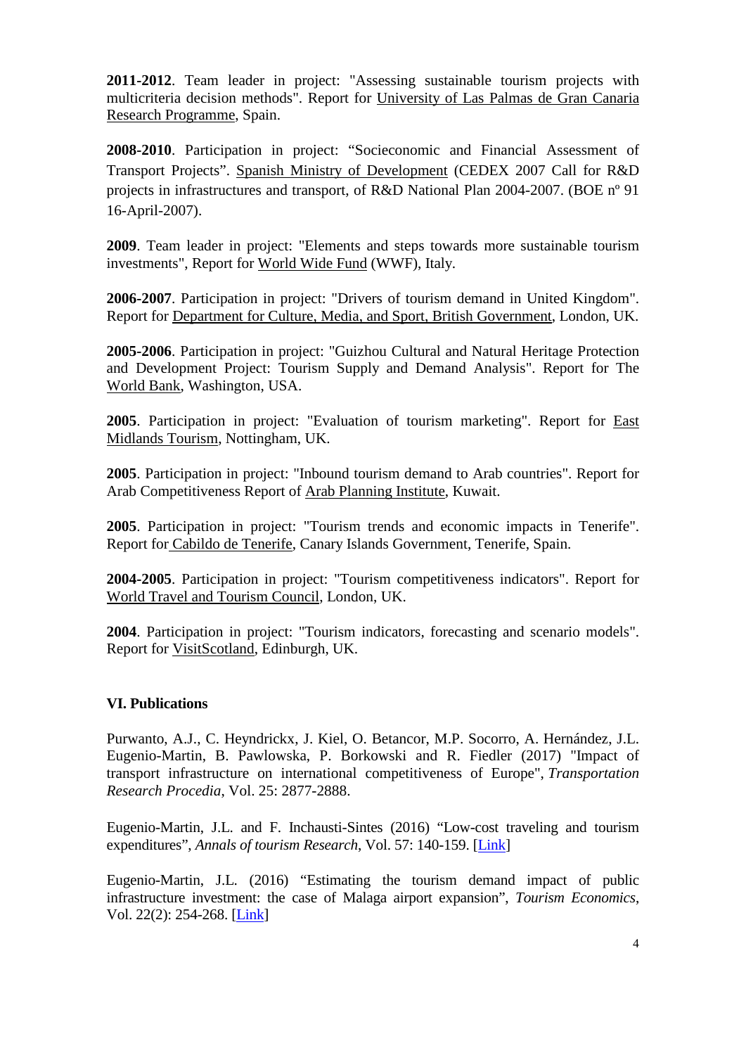**2011-2012**. Team leader in project: "Assessing sustainable tourism projects with multicriteria decision methods". Report for University of Las Palmas de Gran Canaria Research Programme, Spain.

**2008-2010**. Participation in project: "Socieconomic and Financial Assessment of Transport Projects". Spanish Ministry of Development (CEDEX 2007 Call for R&D projects in infrastructures and transport, of R&D National Plan 2004-2007. (BOE nº 91 16-April-2007).

**2009**. Team leader in project: "Elements and steps towards more sustainable tourism investments", Report for World Wide Fund (WWF), Italy.

**2006-2007**. Participation in project: "Drivers of tourism demand in United Kingdom". Report for Department for Culture, Media, and Sport, British Government, London, UK.

**2005-2006**. Participation in project: "Guizhou Cultural and Natural Heritage Protection and Development Project: Tourism Supply and Demand Analysis". Report for The World Bank, Washington, USA.

**2005**. Participation in project: "Evaluation of tourism marketing". Report for East Midlands Tourism, Nottingham, UK.

**2005**. Participation in project: "Inbound tourism demand to Arab countries". Report for Arab Competitiveness Report of Arab Planning Institute, Kuwait.

**2005**. Participation in project: "Tourism trends and economic impacts in Tenerife". Report for Cabildo de Tenerife, Canary Islands Government, Tenerife, Spain.

**2004-2005**. Participation in project: "Tourism competitiveness indicators". Report for World Travel and Tourism Council, London, UK.

**2004**. Participation in project: "Tourism indicators, forecasting and scenario models". Report for VisitScotland, Edinburgh, UK.

## VI. Publications

Purwanto, A.J., C. Heyndrickx, J. Kiel, O. Betancor, M.P. Socorro, A. Hernández, J.L. Eugenio-Martin, B. Pawlowska, P. Borkowski and R. Fiedler (2017) "Impact of transport infrastructure on international competitiveness of Europe", *Transportation Research Procedia*, Vol. 25: 2877-2888.

Eugenio-Martin, J.L. and F. Inchausti-Sintes (2016) "Low-cost traveling and tourism expenditures", *Annals of tourism Research*, Vol. 57: 140-159. [Link]

Eugenio-Martin, J.L. (2016) "Estimating the tourism demand impact of public infrastructure investment: the case of Malaga airport expansion", *Tourism Economics*, Vol. 22(2): 254-268. [Link]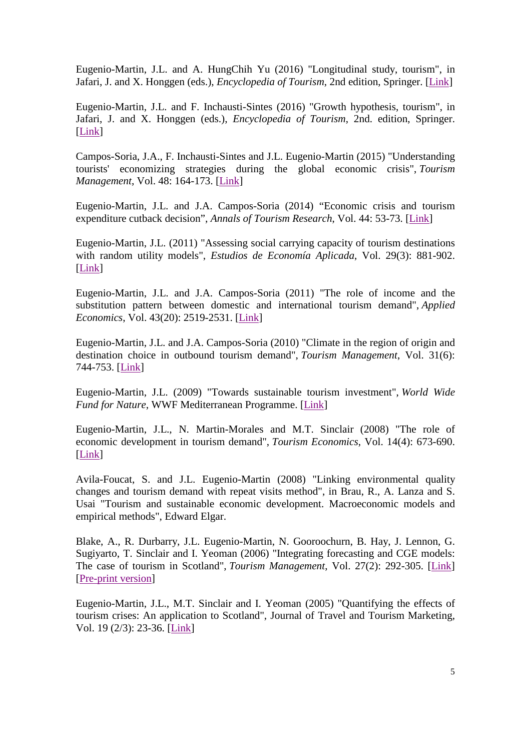Eugenio-Martin, J.L. and A. HungChih Yu (2016) "Longitudinal study, tourism", in Jafari, J. and X. Honggen (eds.), *Encyclopedia of Tourism*, 2nd edition, Springer. [Link]

Eugenio-Martin, J.L. and F. Inchausti-Sintes (2016) "Growth hypothesis, tourism", in Jafari, J. and X. Honggen (eds.), *Encyclopedia of Tourism*, 2nd. edition, Springer. [Link]

Campos-Soria, J.A., F. Inchausti-Sintes and J.L. Eugenio-Martin (2015) "Understanding tourists' economizing strategies during the global economic crisis", *Tourism Management*, Vol. 48: 164-173. [Link]

Eugenio-Martin, J.L. and J.A. Campos-Soria (2014) "Economic crisis and tourism expenditure cutback decision", *Annals of Tourism Research*, Vol. 44: 53-73. [Link]

Eugenio-Martin, J.L. (2011) "Assessing social carrying capacity of tourism destinations with random utility models", *Estudios de Economía Aplicada*, Vol. 29(3): 881-902. [Link]

Eugenio-Martin, J.L. and J.A. Campos-Soria (2011) "The role of income and the substitution pattern between domestic and international tourism demand", *Applied Economics*, Vol. 43(20): 2519-2531. [Link]

Eugenio-Martin, J.L. and J.A. Campos-Soria (2010) "Climate in the region of origin and destination choice in outbound tourism demand", *Tourism Management*, Vol. 31(6): 744-753. [Link]

Eugenio-Martin, J.L. (2009) "Towards sustainable tourism investment", *World Wide Fund for Nature*, WWF Mediterranean Programme. [Link]

Eugenio-Martin, J.L., N. Martin-Morales and M.T. Sinclair (2008) "The role of economic development in tourism demand", *Tourism Economics*, Vol. 14(4): 673-690. [Link]

Avila-Foucat, S. and J.L. Eugenio-Martin (2008) "Linking environmental quality changes and tourism demand with repeat visits method", in Brau, R., A. Lanza and S. Usai "Tourism and sustainable economic development. Macroeconomic models and empirical methods", Edward Elgar.

Blake, A., R. Durbarry, J.L. Eugenio-Martin, N. Gooroochurn, B. Hay, J. Lennon, G. Sugiyarto, T. Sinclair and I. Yeoman (2006) "Integrating forecasting and CGE models: The case of tourism in Scotland", *Tourism Management*, Vol. 27(2): 292-305. [Link] [Pre-print version]

Eugenio-Martin, J.L., M.T. Sinclair and I. Yeoman (2005) "Quantifying the effects of tourism crises: An application to Scotland", Journal of Travel and Tourism Marketing, Vol. 19 (2/3): 23-36. [Link]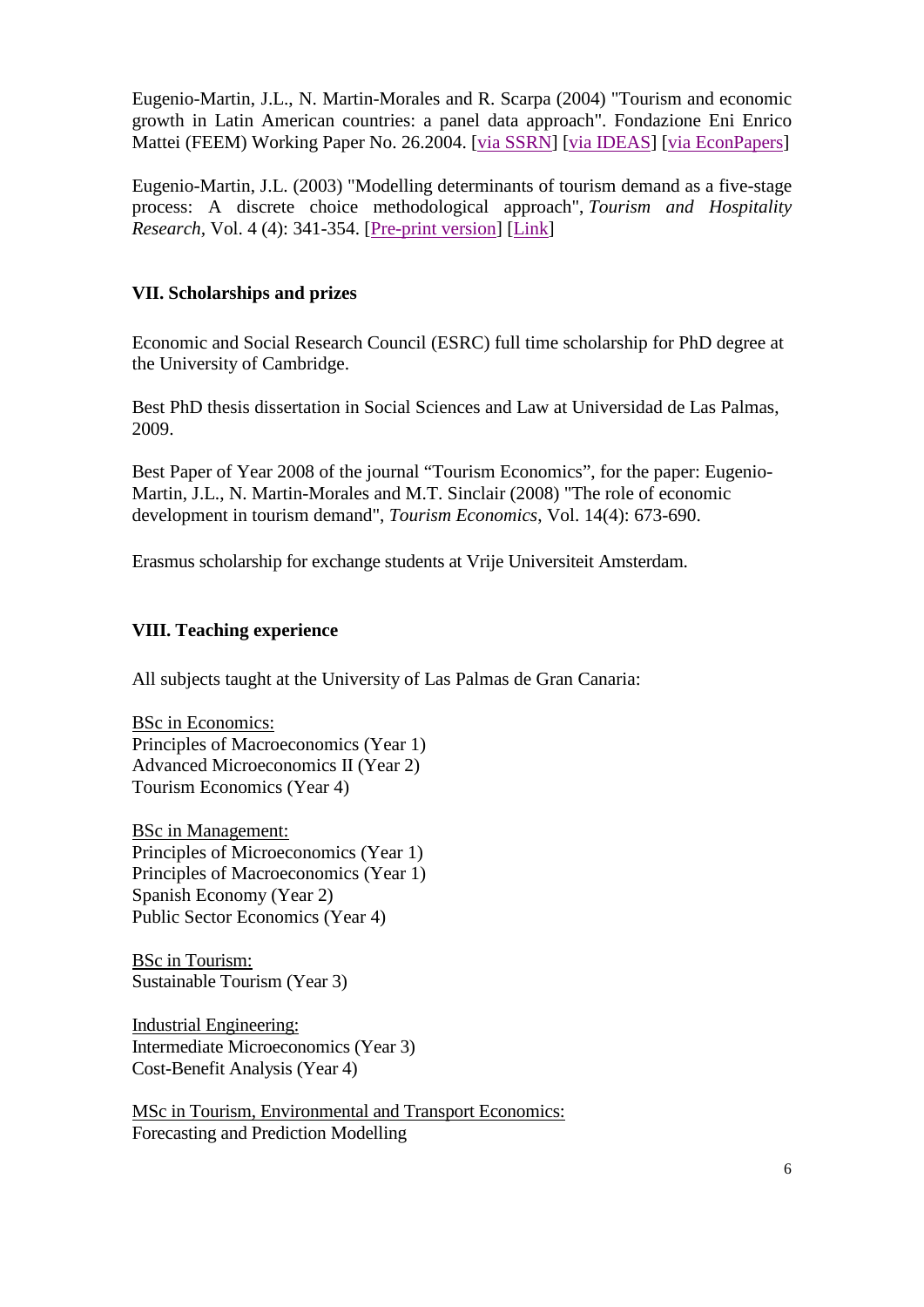Eugenio-Martin, J.L., N. Martin-Morales and R. Scarpa (2004) "Tourism and economic growth in Latin American countries: a panel data approach". Fondazione Eni Enrico Mattei (FEEM) Working Paper No. 26.2004. [via SSRN] [via IDEAS] [via EconPapers]

Eugenio-Martin, J.L. (2003) "Modelling determinants of tourism demand as a five-stage process: A discrete choice methodological approach", *Tourism and Hospitality Research*, Vol. 4 (4): 341-354. [Pre-print version] [Link]

## VII. Scholarships and prizes

Economic and Social Research Council (ESRC) full time scholarship for PhD degree at the University of Cambridge.

Best PhD thesis dissertation in Social Sciences and Law at Universidad de Las Palmas, 2009.

Best Paper of Year 2008 of the journal "Tourism Economics", for the paper: Eugenio-Martin, J.L., N. Martin-Morales and M.T. Sinclair (2008) "The role of economic development in tourism demand", *Tourism Economics*, Vol. 14(4): 673-690.

Erasmus scholarship for exchange students at Vrije Universiteit Amsterdam.

## VIII. Teaching experience

All subjects taught at the University of Las Palmas de Gran Canaria:

<u>BSc in Economics:</u>
Principles of Macroeconomics (Year 1)
Advanced Microeconomics II (Year 2)
Tourism Economics (Year 4)

<u>BSc in Management:</u>
Principles of Microeconomics (Year 1)
Principles of Macroeconomics (Year 1)
Spanish Economy (Year 2)
Public Sector Economics (Year 4)

<u>BSc in Tourism:</u>
Sustainable Tourism (Year 3)

<u>Industrial Engineering:</u>
Intermediate Microeconomics (Year 3)
Cost-Benefit Analysis (Year 4)

<u>MSc in Tourism, Environmental and Transport Economics:</u>
Forecasting and Prediction Modelling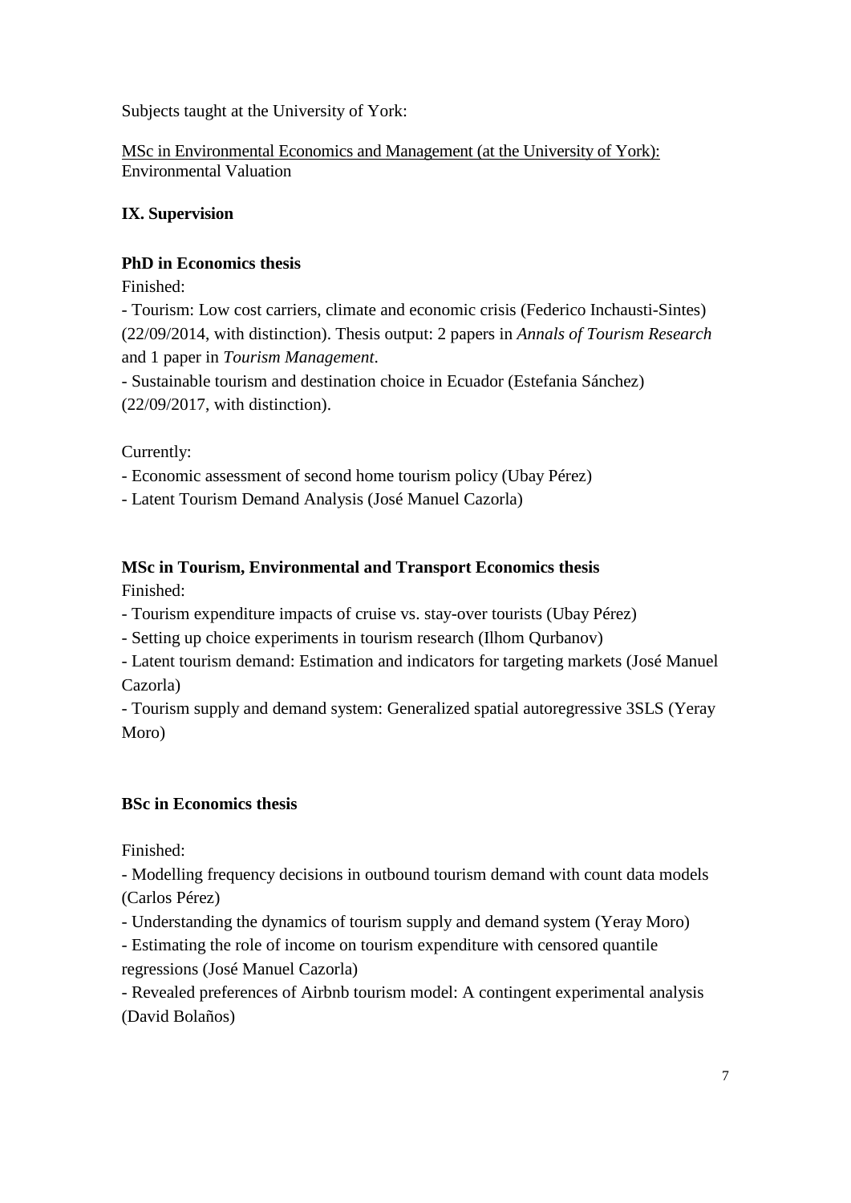Subjects taught at the University of York:

MSc in Environmental Economics and Management (at the University of York):
Environmental Valuation

### IX. Supervision

**PhD in Economics thesis**

Finished:

- Tourism: Low cost carriers, climate and economic crisis (Federico Inchausti-Sintes) (22/09/2014, with distinction). Thesis output: 2 papers in *Annals of Tourism Research* and 1 paper in *Tourism Management*.
- Sustainable tourism and destination choice in Ecuador (Estefania Sánchez) (22/09/2017, with distinction).

Currently:

- Economic assessment of second home tourism policy (Ubay Pérez)
- Latent Tourism Demand Analysis (José Manuel Cazorla)

**MSc in Tourism, Environmental and Transport Economics thesis**

Finished:

- Tourism expenditure impacts of cruise vs. stay-over tourists (Ubay Pérez)
- Setting up choice experiments in tourism research (Ilhom Qurbanov)
- Latent tourism demand: Estimation and indicators for targeting markets (José Manuel Cazorla)
- Tourism supply and demand system: Generalized spatial autoregressive 3SLS (Yeray Moro)

**BSc in Economics thesis**

Finished:

- Modelling frequency decisions in outbound tourism demand with count data models (Carlos Pérez)
- Understanding the dynamics of tourism supply and demand system (Yeray Moro)
- Estimating the role of income on tourism expenditure with censored quantile regressions (José Manuel Cazorla)
- Revealed preferences of Airbnb tourism model: A contingent experimental analysis (David Bolaños)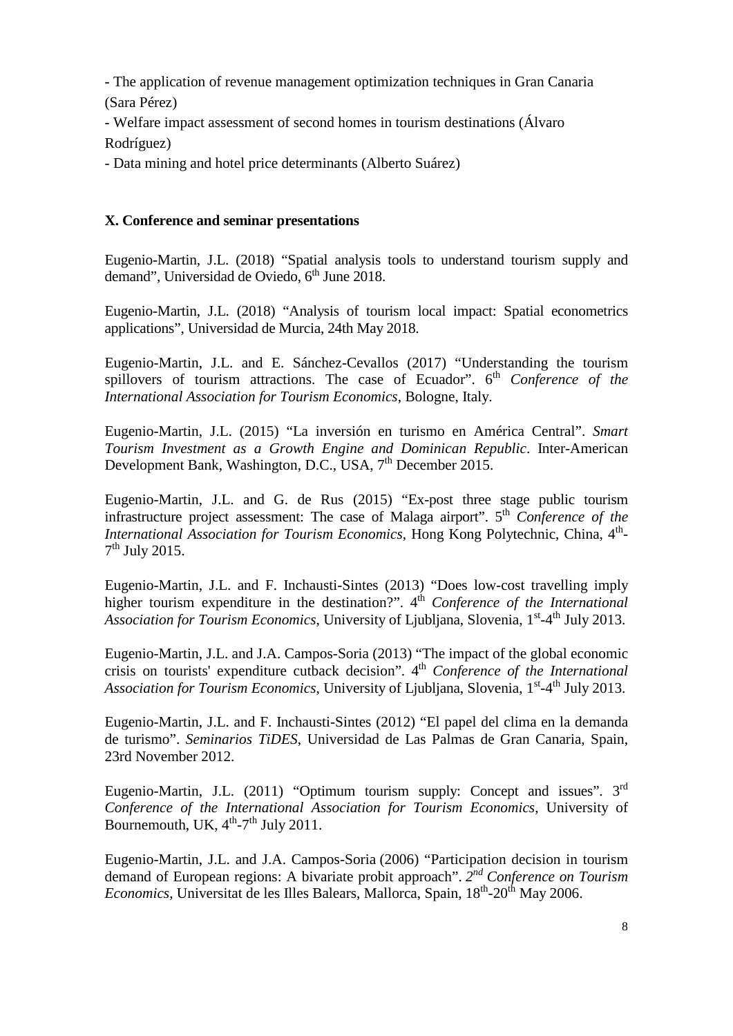- The application of revenue management optimization techniques in Gran Canaria (Sara Pérez)
- Welfare impact assessment of second homes in tourism destinations (Álvaro Rodríguez)
- Data mining and hotel price determinants (Alberto Suárez)

## X. Conference and seminar presentations

Eugenio-Martin, J.L. (2018) "Spatial analysis tools to understand tourism supply and demand", Universidad de Oviedo, 6th June 2018.

Eugenio-Martin, J.L. (2018) "Analysis of tourism local impact: Spatial econometrics applications", Universidad de Murcia, 24th May 2018.

Eugenio-Martin, J.L. and E. Sánchez-Cevallos (2017) "Understanding the tourism spillovers of tourism attractions. The case of Ecuador". 6th *Conference of the International Association for Tourism Economics*, Bologne, Italy.

Eugenio-Martin, J.L. (2015) "La inversión en turismo en América Central". *Smart Tourism Investment as a Growth Engine and Dominican Republic*. Inter-American Development Bank, Washington, D.C., USA, 7th December 2015.

Eugenio-Martin, J.L. and G. de Rus (2015) "Ex-post three stage public tourism infrastructure project assessment: The case of Malaga airport". 5th *Conference of the International Association for Tourism Economics*, Hong Kong Polytechnic, China, 4th-7th July 2015.

Eugenio-Martin, J.L. and F. Inchausti-Sintes (2013) "Does low-cost travelling imply higher tourism expenditure in the destination?". 4th *Conference of the International Association for Tourism Economics*, University of Ljubljana, Slovenia, 1st-4th July 2013.

Eugenio-Martin, J.L. and J.A. Campos-Soria (2013) "The impact of the global economic crisis on tourists' expenditure cutback decision". 4th *Conference of the International Association for Tourism Economics*, University of Ljubljana, Slovenia, 1st-4th July 2013.

Eugenio-Martin, J.L. and F. Inchausti-Sintes (2012) "El papel del clima en la demanda de turismo". *Seminarios TiDES*, Universidad de Las Palmas de Gran Canaria, Spain, 23rd November 2012.

Eugenio-Martin, J.L. (2011) "Optimum tourism supply: Concept and issues". 3rd *Conference of the International Association for Tourism Economics*, University of Bournemouth, UK, 4th-7th July 2011.

Eugenio-Martin, J.L. and J.A. Campos-Soria (2006) "Participation decision in tourism demand of European regions: A bivariate probit approach". *2nd Conference on Tourism Economics*, Universitat de les Illes Balears, Mallorca, Spain, 18th-20th May 2006.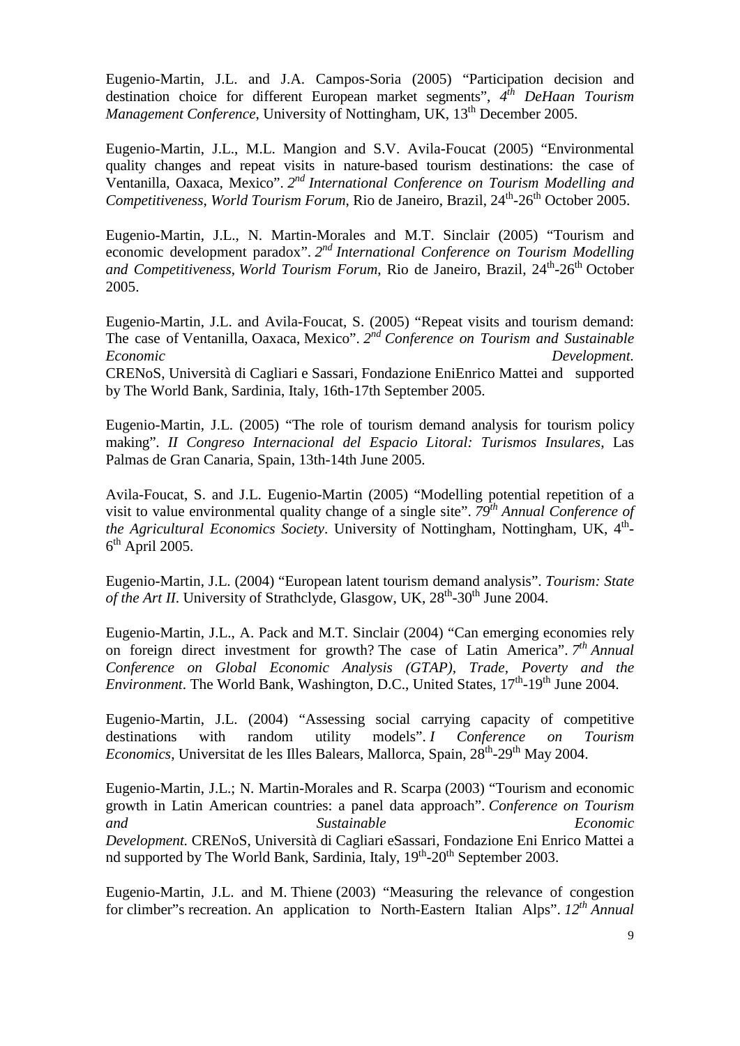Eugenio-Martin, J.L. and J.A. Campos-Soria (2005) "Participation decision and destination choice for different European market segments", *4th DeHaan Tourism Management Conference*, University of Nottingham, UK, 13th December 2005.

Eugenio-Martin, J.L., M.L. Mangion and S.V. Avila-Foucat (2005) "Environmental quality changes and repeat visits in nature-based tourism destinations: the case of Ventanilla, Oaxaca, Mexico". *2nd International Conference on Tourism Modelling and Competitiveness*, *World Tourism Forum*, Rio de Janeiro, Brazil, 24th-26th October 2005.

Eugenio-Martin, J.L., N. Martin-Morales and M.T. Sinclair (2005) "Tourism and economic development paradox". *2nd International Conference on Tourism Modelling and Competitiveness*, *World Tourism Forum*, Rio de Janeiro, Brazil, 24th-26th October 2005.

Eugenio-Martin, J.L. and Avila-Foucat, S. (2005) "Repeat visits and tourism demand: The case of Ventanilla, Oaxaca, Mexico". *2nd Conference on Tourism and Sustainable Economic Development.* CRENoS, Università di Cagliari e Sassari, Fondazione EniEnrico Mattei and supported by The World Bank, Sardinia, Italy, 16th-17th September 2005.

Eugenio-Martin, J.L. (2005) "The role of tourism demand analysis for tourism policy making". *II Congreso Internacional del Espacio Litoral: Turismos Insulares*, Las Palmas de Gran Canaria, Spain, 13th-14th June 2005.

Avila-Foucat, S. and J.L. Eugenio-Martin (2005) "Modelling potential repetition of a visit to value environmental quality change of a single site". *79th Annual Conference of the Agricultural Economics Society*. University of Nottingham, Nottingham, UK, 4th-6th April 2005.

Eugenio-Martin, J.L. (2004) "European latent tourism demand analysis". *Tourism: State of the Art II*. University of Strathclyde, Glasgow, UK, 28th-30th June 2004.

Eugenio-Martin, J.L., A. Pack and M.T. Sinclair (2004) "Can emerging economies rely on foreign direct investment for growth? The case of Latin America". *7th Annual Conference on Global Economic Analysis (GTAP), Trade, Poverty and the Environment*. The World Bank, Washington, D.C., United States, 17th-19th June 2004.

Eugenio-Martin, J.L. (2004) "Assessing social carrying capacity of competitive destinations with random utility models". *I Conference on Tourism Economics*, Universitat de les Illes Balears, Mallorca, Spain, 28th-29th May 2004.

Eugenio-Martin, J.L.; N. Martin-Morales and R. Scarpa (2003) "Tourism and economic growth in Latin American countries: a panel data approach". *Conference on Tourism and Sustainable Economic Development.* CRENoS, Università di Cagliari eSassari, Fondazione Eni Enrico Mattei a nd supported by The World Bank, Sardinia, Italy, 19th-20th September 2003.

Eugenio-Martin, J.L. and M. Thiene (2003) "Measuring the relevance of congestion for climber"s recreation. An application to North-Eastern Italian Alps". *12th Annual*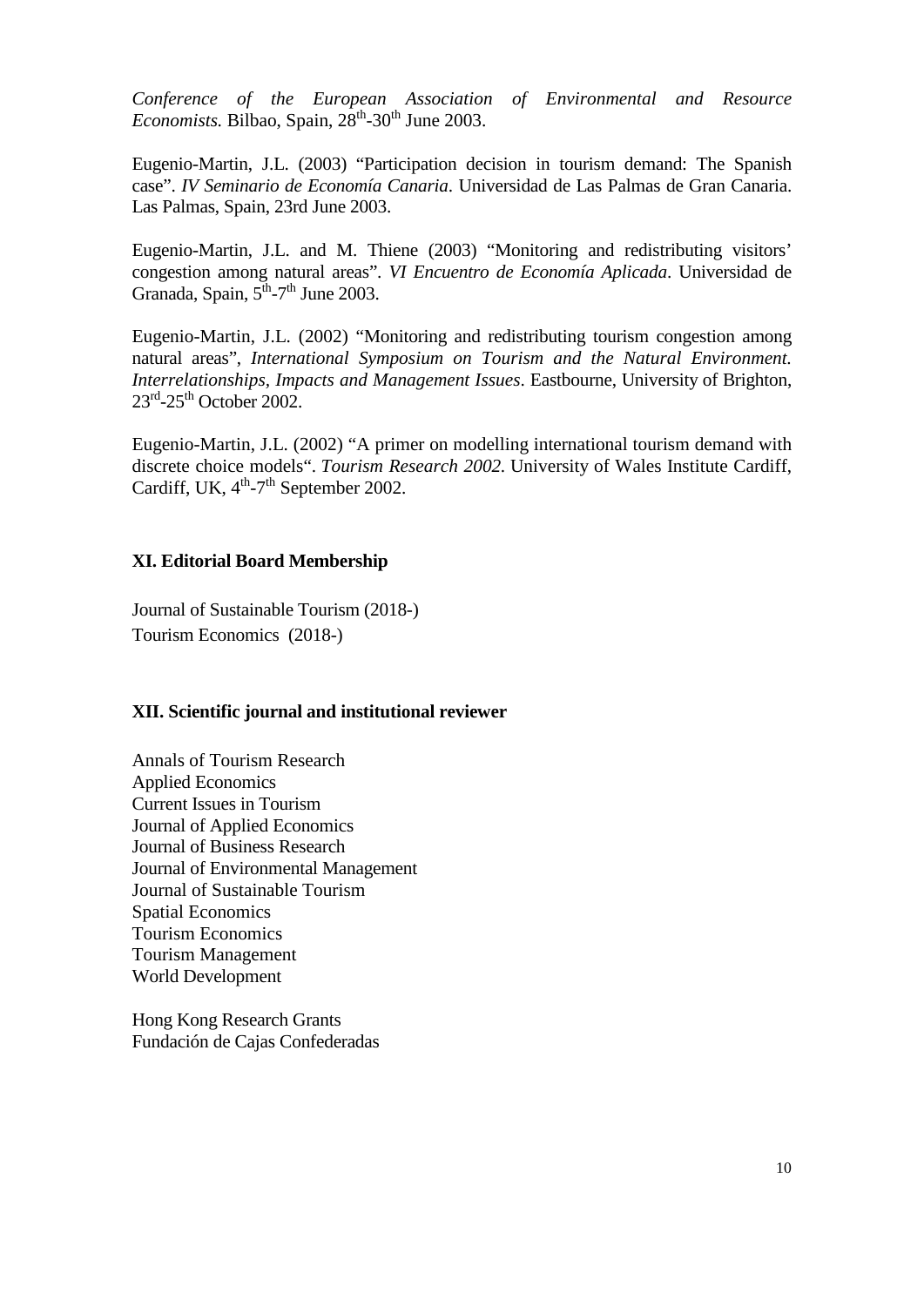*Conference of the European Association of Environmental and Resource Economists.* Bilbao, Spain, 28th-30th June 2003.

Eugenio-Martin, J.L. (2003) "Participation decision in tourism demand: The Spanish case". *IV Seminario de Economía Canaria*. Universidad de Las Palmas de Gran Canaria. Las Palmas, Spain, 23rd June 2003.

Eugenio-Martin, J.L. and M. Thiene (2003) "Monitoring and redistributing visitors' congestion among natural areas". *VI Encuentro de Economía Aplicada*. Universidad de Granada, Spain, 5th-7th June 2003.

Eugenio-Martin, J.L. (2002) "Monitoring and redistributing tourism congestion among natural areas", *International Symposium on Tourism and the Natural Environment. Interrelationships, Impacts and Management Issues*. Eastbourne, University of Brighton, 23rd-25th October 2002.

Eugenio-Martin, J.L. (2002) "A primer on modelling international tourism demand with discrete choice models". *Tourism Research 2002*. University of Wales Institute Cardiff, Cardiff, UK, 4th-7th September 2002.

## XI. Editorial Board Membership

Journal of Sustainable Tourism (2018-)
Tourism Economics (2018-)

## XII. Scientific journal and institutional reviewer

Annals of Tourism Research
Applied Economics
Current Issues in Tourism
Journal of Applied Economics
Journal of Business Research
Journal of Environmental Management
Journal of Sustainable Tourism
Spatial Economics
Tourism Economics
Tourism Management
World Development

Hong Kong Research Grants
Fundación de Cajas Confederadas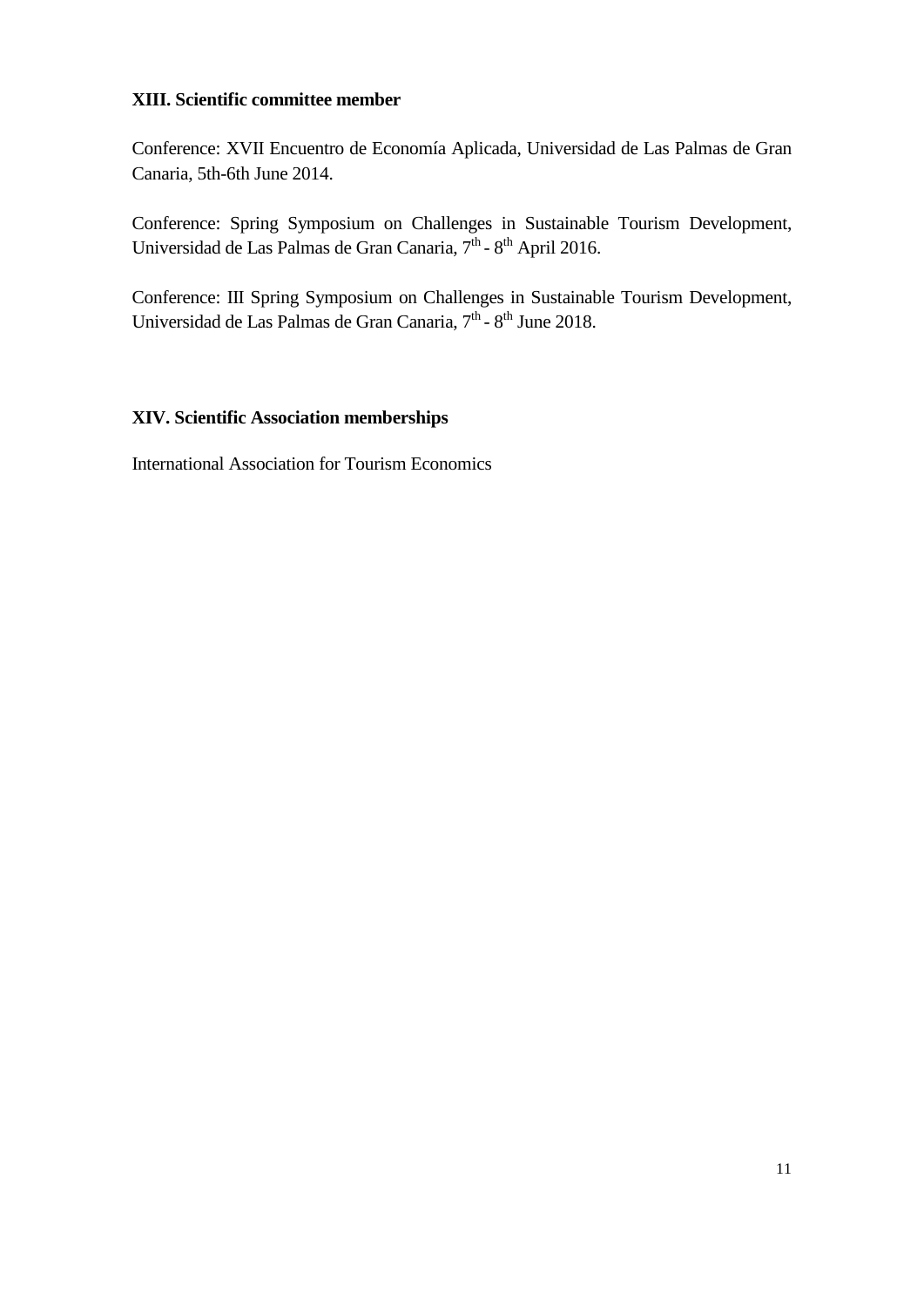### XIII. Scientific committee member

Conference: XVII Encuentro de Economía Aplicada, Universidad de Las Palmas de Gran Canaria, 5th-6th June 2014.

Conference: Spring Symposium on Challenges in Sustainable Tourism Development, Universidad de Las Palmas de Gran Canaria, 7th - 8th April 2016.

Conference: III Spring Symposium on Challenges in Sustainable Tourism Development, Universidad de Las Palmas de Gran Canaria, 7th - 8th June 2018.

### XIV. Scientific Association memberships

International Association for Tourism Economics